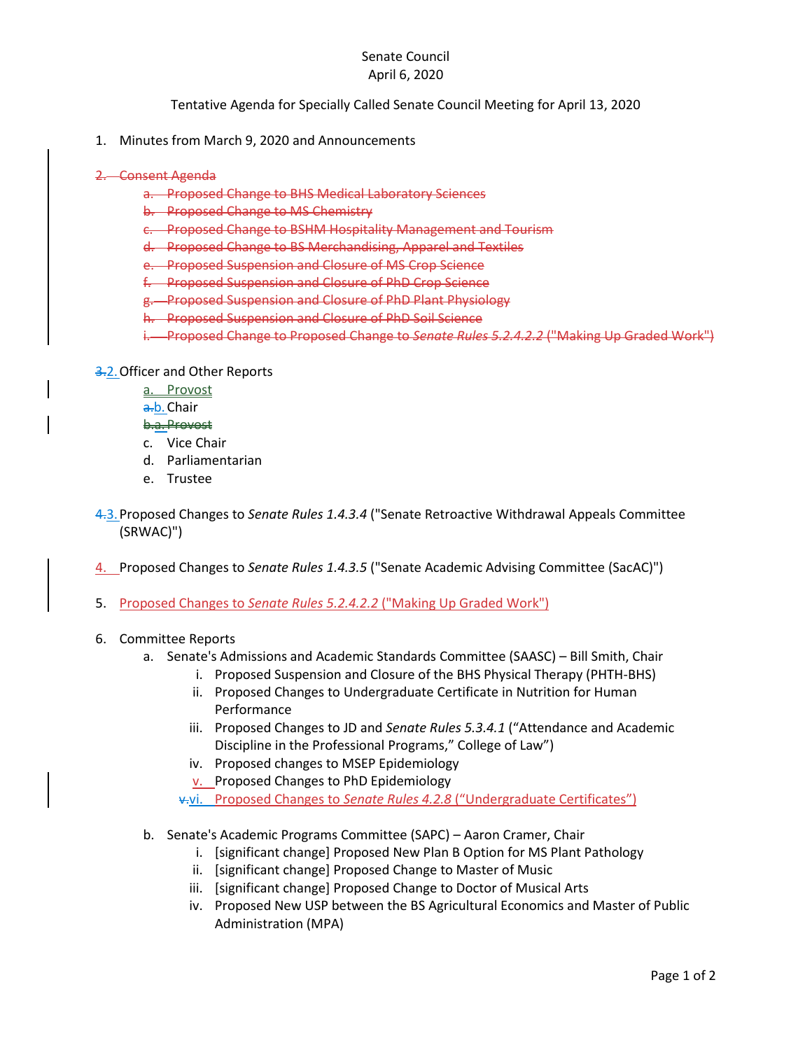Senate Council
April 6, 2020

Tentative Agenda for Specially Called Senate Council Meeting for April 13, 2020

1. Minutes from March 9, 2020 and Announcements

~~2. Consent Agenda~~
  - ~~a. Proposed Change to BHS Medical Laboratory Sciences~~
  - ~~b. Proposed Change to MS Chemistry~~
  - ~~c. Proposed Change to BSHM Hospitality Management and Tourism~~
  - ~~d. Proposed Change to BS Merchandising, Apparel and Textiles~~
  - ~~e. Proposed Suspension and Closure of MS Crop Science~~
  - ~~f. Proposed Suspension and Closure of PhD Crop Science~~
  - ~~g. Proposed Suspension and Closure of PhD Plant Physiology~~
  - ~~h. Proposed Suspension and Closure of PhD Soil Science~~
  - ~~i. Proposed Change to Proposed Change to *Senate Rules 5.2.4.2.2* ("Making Up Graded Work")~~

~~3.~~2. Officer and Other Reports
  - a. Provost
  - ~~a.~~b. Chair
  - ~~b.a. Provost~~
  - c. Vice Chair
  - d. Parliamentarian
  - e. Trustee

~~4.~~3. Proposed Changes to *Senate Rules 1.4.3.4* ("Senate Retroactive Withdrawal Appeals Committee (SRWAC)")

4. Proposed Changes to *Senate Rules 1.4.3.5* ("Senate Academic Advising Committee (SacAC)")

5. Proposed Changes to *Senate Rules 5.2.4.2.2* ("Making Up Graded Work")

6. Committee Reports
  - a. Senate's Admissions and Academic Standards Committee (SAASC) – Bill Smith, Chair
    - i. Proposed Suspension and Closure of the BHS Physical Therapy (PHTH-BHS)
    - ii. Proposed Changes to Undergraduate Certificate in Nutrition for Human Performance
    - iii. Proposed Changes to JD and *Senate Rules 5.3.4.1* ("Attendance and Academic Discipline in the Professional Programs," College of Law")
    - iv. Proposed changes to MSEP Epidemiology
    - v. Proposed Changes to PhD Epidemiology
    - ~~v.~~vi. Proposed Changes to *Senate Rules 4.2.8* ("Undergraduate Certificates")
  - b. Senate's Academic Programs Committee (SAPC) – Aaron Cramer, Chair
    - i. [significant change] Proposed New Plan B Option for MS Plant Pathology
    - ii. [significant change] Proposed Change to Master of Music
    - iii. [significant change] Proposed Change to Doctor of Musical Arts
    - iv. Proposed New USP between the BS Agricultural Economics and Master of Public Administration (MPA)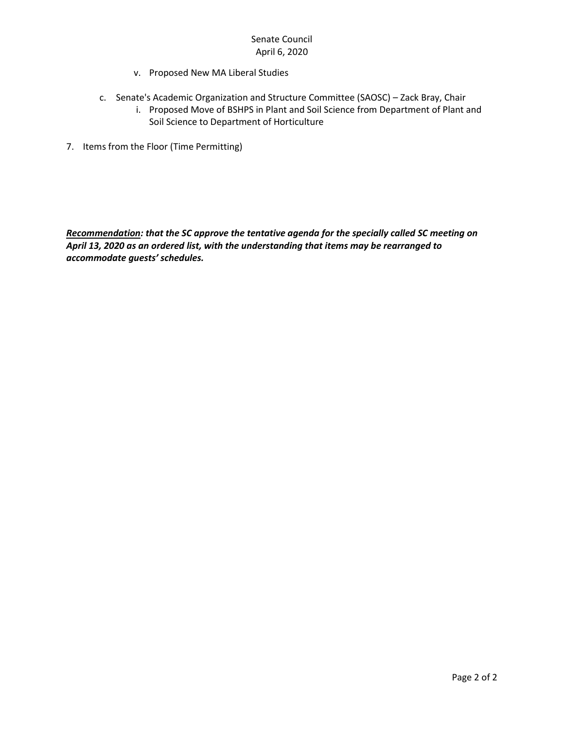v. Proposed New MA Liberal Studies

c. Senate's Academic Organization and Structure Committee (SAOSC) – Zack Bray, Chair
   i. Proposed Move of BSHPS in Plant and Soil Science from Department of Plant and Soil Science to Department of Horticulture

7. Items from the Floor (Time Permitting)

***Recommendation*: that the SC approve the tentative agenda for the specially called SC meeting on April 13, 2020 as an ordered list, with the understanding that items may be rearranged to accommodate guests' schedules.**